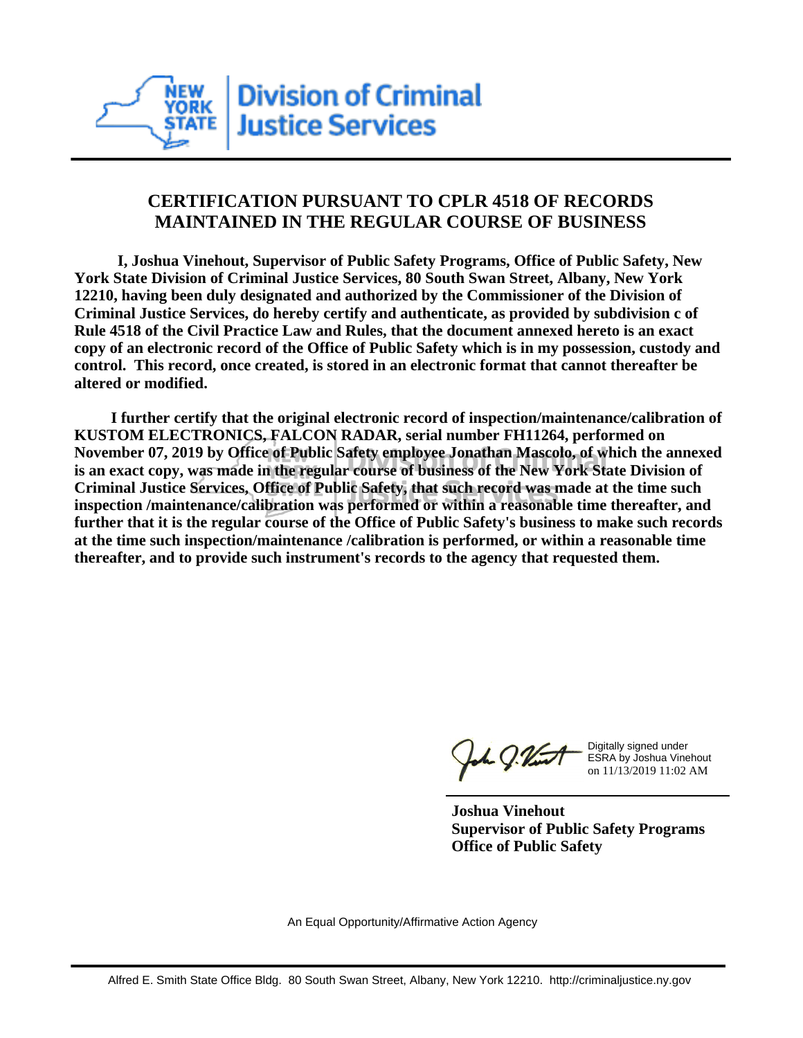New York State Division of Criminal Justice Services

# CERTIFICATION PURSUANT TO CPLR 4518 OF RECORDS MAINTAINED IN THE REGULAR COURSE OF BUSINESS

**I, Joshua Vinehout, Supervisor of Public Safety Programs, Office of Public Safety, New York State Division of Criminal Justice Services, 80 South Swan Street, Albany, New York 12210, having been duly designated and authorized by the Commissioner of the Division of Criminal Justice Services, do hereby certify and authenticate, as provided by subdivision c of Rule 4518 of the Civil Practice Law and Rules, that the document annexed hereto is an exact copy of an electronic record of the Office of Public Safety which is in my possession, custody and control. This record, once created, is stored in an electronic format that cannot thereafter be altered or modified.**

**I further certify that the original electronic record of inspection/maintenance/calibration of KUSTOM ELECTRONICS, FALCON RADAR, serial number FH11264, performed on November 07, 2019 by Office of Public Safety employee Jonathan Mascolo, of which the annexed is an exact copy, was made in the regular course of business of the New York State Division of Criminal Justice Services, Office of Public Safety, that such record was made at the time such inspection /maintenance/calibration was performed or within a reasonable time thereafter, and further that it is the regular course of the Office of Public Safety's business to make such records at the time such inspection/maintenance /calibration is performed, or within a reasonable time thereafter, and to provide such instrument's records to the agency that requested them.**

Digitally signed under ESRA by Joshua Vinehout on 11/13/2019 11:02 AM

**Joshua Vinehout**
**Supervisor of Public Safety Programs**
**Office of Public Safety**

An Equal Opportunity/Affirmative Action Agency

Alfred E. Smith State Office Bldg. 80 South Swan Street, Albany, New York 12210. http://criminaljustice.ny.gov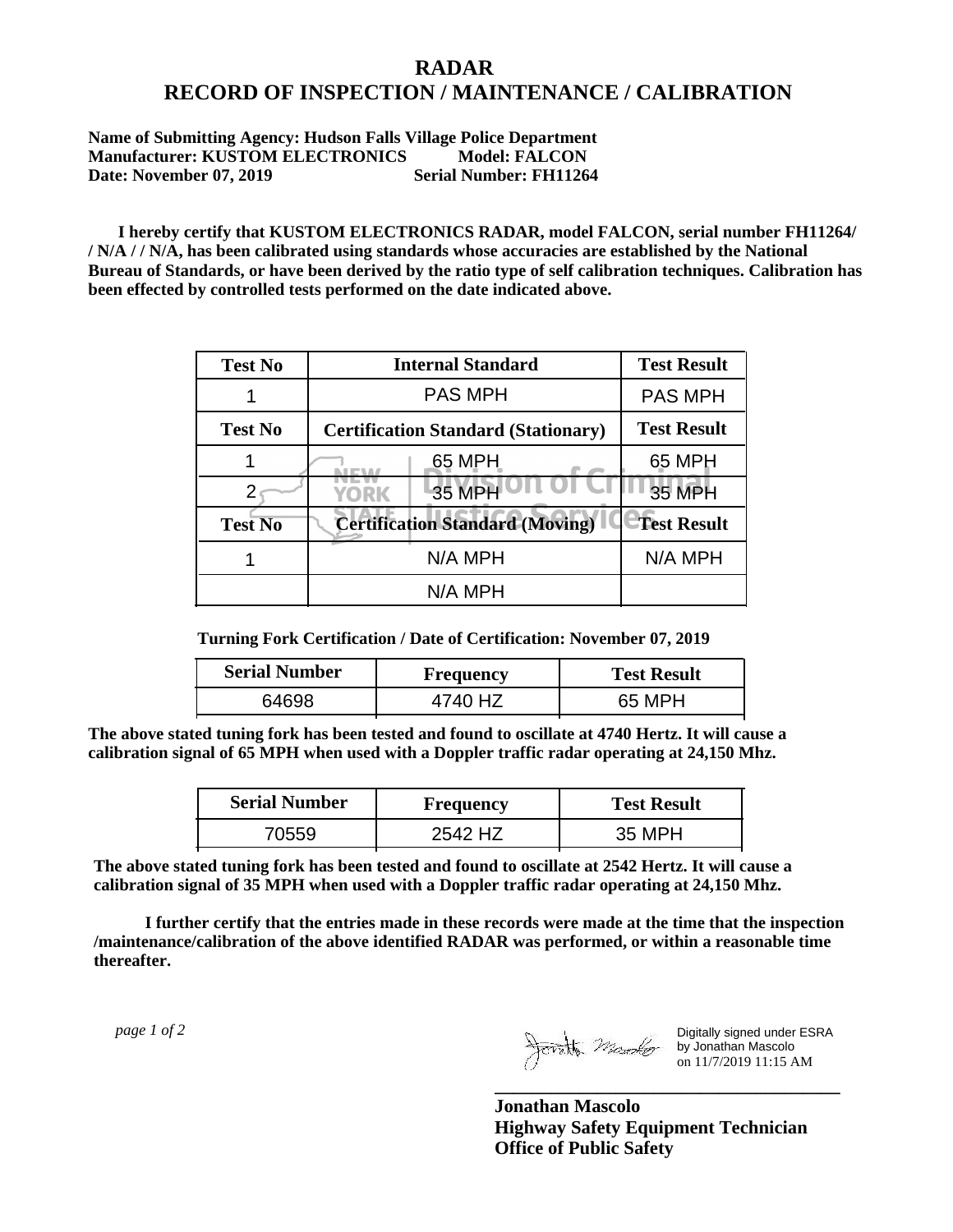# RADAR
# RECORD OF INSPECTION / MAINTENANCE / CALIBRATION

**Name of Submitting Agency: Hudson Falls Village Police Department**
**Manufacturer: KUSTOM ELECTRONICS Model: FALCON**
**Date: November 07, 2019 Serial Number: FH11264**

**I hereby certify that KUSTOM ELECTRONICS RADAR, model FALCON, serial number FH11264/ / N/A / / N/A, has been calibrated using standards whose accuracies are established by the National Bureau of Standards, or have been derived by the ratio type of self calibration techniques. Calibration has been effected by controlled tests performed on the date indicated above.**

| Test No | Internal Standard | Test Result |
|---|---|---|
| 1 | PAS MPH | PAS MPH |
| **Test No** | **Certification Standard (Stationary)** | **Test Result** |
| 1 | 65 MPH | 65 MPH |
| 2 | 35 MPH | 35 MPH |
| **Test No** | **Certification Standard (Moving)** | **Test Result** |
| 1 | N/A MPH | N/A MPH |
| | N/A MPH | |

**Turning Fork Certification / Date of Certification: November 07, 2019**

| Serial Number | Frequency | Test Result |
|---|---|---|
| 64698 | 4740 HZ | 65 MPH |

**The above stated tuning fork has been tested and found to oscillate at 4740 Hertz. It will cause a calibration signal of 65 MPH when used with a Doppler traffic radar operating at 24,150 Mhz.**

| Serial Number | Frequency | Test Result |
|---|---|---|
| 70559 | 2542 HZ | 35 MPH |

**The above stated tuning fork has been tested and found to oscillate at 2542 Hertz. It will cause a calibration signal of 35 MPH when used with a Doppler traffic radar operating at 24,150 Mhz.**

**I further certify that the entries made in these records were made at the time that the inspection /maintenance/calibration of the above identified RADAR was performed, or within a reasonable time thereafter.**

*page 1 of 2*

Digitally signed under ESRA by Jonathan Mascolo on 11/7/2019 11:15 AM

**Jonathan Mascolo**
**Highway Safety Equipment Technician**
**Office of Public Safety**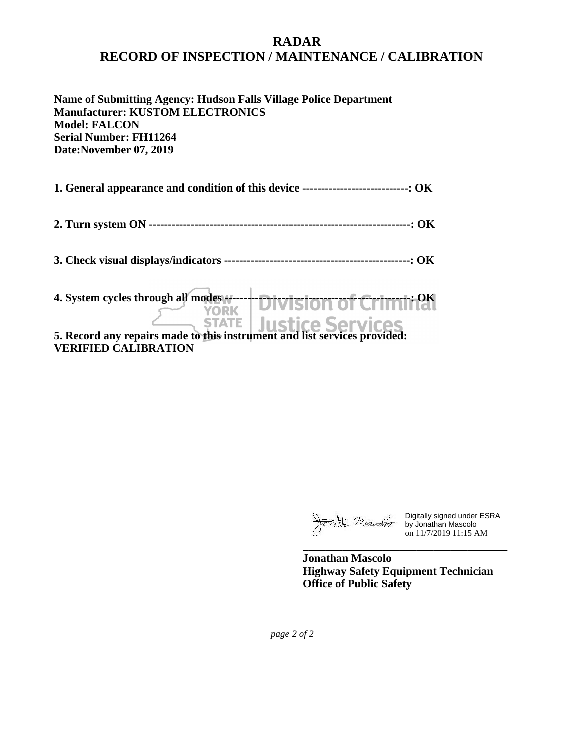# RADAR
# RECORD OF INSPECTION / MAINTENANCE / CALIBRATION

**Name of Submitting Agency: Hudson Falls Village Police Department**
**Manufacturer: KUSTOM ELECTRONICS**
**Model: FALCON**
**Serial Number: FH11264**
**Date:November 07, 2019**

**1. General appearance and condition of this device ----------------------------: OK**

**2. Turn system ON ------------------------------------------------------------------: OK**

**3. Check visual displays/indicators -------------------------------------------------: OK**

**4. System cycles through all modes -----------------------------------------------: OK**

**5. Record any repairs made to this instrument and list services provided:**
**VERIFIED CALIBRATION**

Digitally signed under ESRA by Jonathan Mascolo on 11/7/2019 11:15 AM

**Jonathan Mascolo**
**Highway Safety Equipment Technician**
**Office of Public Safety**